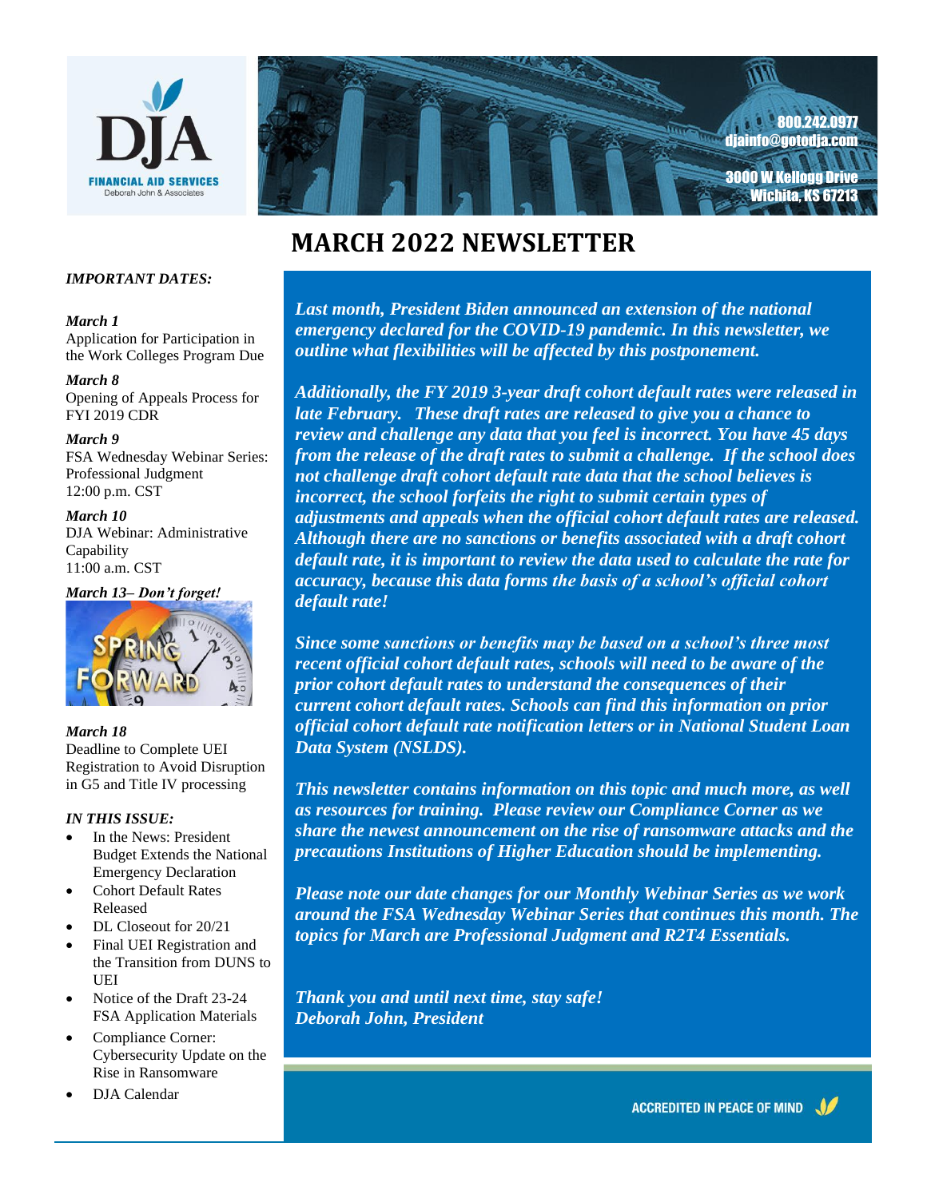DJA FINANCIAL AID SERVICES
Deborah John & Associates

800.242.0977
djainfo@gotodja.com

3000 W Kellogg Drive
Wichita, KS 67213

# MARCH 2022 NEWSLETTER

***IMPORTANT DATES:***

***March 1***
Application for Participation in the Work Colleges Program Due

***March 8***
Opening of Appeals Process for FYI 2019 CDR

***March 9***
FSA Wednesday Webinar Series: Professional Judgment
12:00 p.m. CST

***March 10***
DJA Webinar: Administrative Capability
11:00 a.m. CST

***March 13– Don't forget!***

SPRING FORWARD

***March 18***
Deadline to Complete UEI Registration to Avoid Disruption in G5 and Title IV processing

***IN THIS ISSUE:***

- In the News: President Budget Extends the National Emergency Declaration
- Cohort Default Rates Released
- DL Closeout for 20/21
- Final UEI Registration and the Transition from DUNS to UEI
- Notice of the Draft 23-24 FSA Application Materials
- Compliance Corner: Cybersecurity Update on the Rise in Ransomware
- DJA Calendar

***Last month, President Biden announced an extension of the national emergency declared for the COVID-19 pandemic. In this newsletter, we outline what flexibilities will be affected by this postponement.***

***Additionally, the FY 2019 3-year draft cohort default rates were released in late February. These draft rates are released to give you a chance to review and challenge any data that you feel is incorrect. You have 45 days from the release of the draft rates to submit a challenge. If the school does not challenge draft cohort default rate data that the school believes is incorrect, the school forfeits the right to submit certain types of adjustments and appeals when the official cohort default rates are released. Although there are no sanctions or benefits associated with a draft cohort default rate, it is important to review the data used to calculate the rate for accuracy, because this data forms the basis of a school's official cohort default rate!***

***Since some sanctions or benefits may be based on a school's three most recent official cohort default rates, schools will need to be aware of the prior cohort default rates to understand the consequences of their current cohort default rates. Schools can find this information on prior official cohort default rate notification letters or in National Student Loan Data System (NSLDS).***

***This newsletter contains information on this topic and much more, as well as resources for training. Please review our Compliance Corner as we share the newest announcement on the rise of ransomware attacks and the precautions Institutions of Higher Education should be implementing.***

***Please note our date changes for our Monthly Webinar Series as we work around the FSA Wednesday Webinar Series that continues this month. The topics for March are Professional Judgment and R2T4 Essentials.***

***Thank you and until next time, stay safe!***
***Deborah John, President***

ACCREDITED IN PEACE OF MIND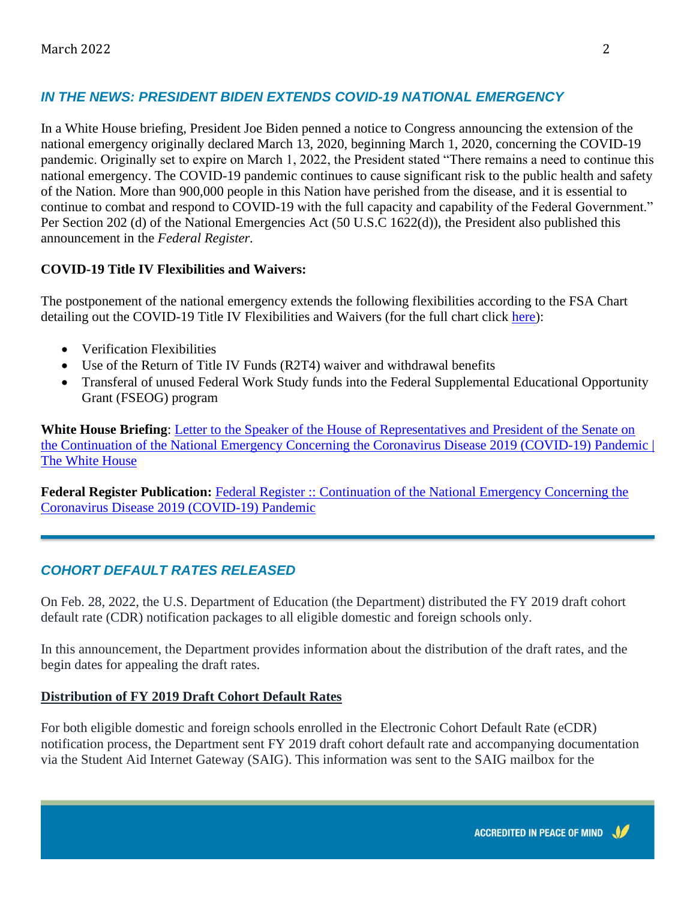## *IN THE NEWS: PRESIDENT BIDEN EXTENDS COVID-19 NATIONAL EMERGENCY*

In a White House briefing, President Joe Biden penned a notice to Congress announcing the extension of the national emergency originally declared March 13, 2020, beginning March 1, 2020, concerning the COVID-19 pandemic. Originally set to expire on March 1, 2022, the President stated "There remains a need to continue this national emergency. The COVID-19 pandemic continues to cause significant risk to the public health and safety of the Nation. More than 900,000 people in this Nation have perished from the disease, and it is essential to continue to combat and respond to COVID-19 with the full capacity and capability of the Federal Government." Per Section 202 (d) of the National Emergencies Act (50 U.S.C 1622(d)), the President also published this announcement in the *Federal Register*.

**COVID-19 Title IV Flexibilities and Waivers:**

The postponement of the national emergency extends the following flexibilities according to the FSA Chart detailing out the COVID-19 Title IV Flexibilities and Waivers (for the full chart click [here]()):

- Verification Flexibilities
- Use of the Return of Title IV Funds (R2T4) waiver and withdrawal benefits
- Transferal of unused Federal Work Study funds into the Federal Supplemental Educational Opportunity Grant (FSEOG) program

**White House Briefing**: [Letter to the Speaker of the House of Representatives and President of the Senate on the Continuation of the National Emergency Concerning the Coronavirus Disease 2019 (COVID-19) Pandemic | The White House]()

**Federal Register Publication:** [Federal Register :: Continuation of the National Emergency Concerning the Coronavirus Disease 2019 (COVID-19) Pandemic]()

---

## *COHORT DEFAULT RATES RELEASED*

On Feb. 28, 2022, the U.S. Department of Education (the Department) distributed the FY 2019 draft cohort default rate (CDR) notification packages to all eligible domestic and foreign schools only.

In this announcement, the Department provides information about the distribution of the draft rates, and the begin dates for appealing the draft rates.

**Distribution of FY 2019 Draft Cohort Default Rates**

For both eligible domestic and foreign schools enrolled in the Electronic Cohort Default Rate (eCDR) notification process, the Department sent FY 2019 draft cohort default rate and accompanying documentation via the Student Aid Internet Gateway (SAIG). This information was sent to the SAIG mailbox for the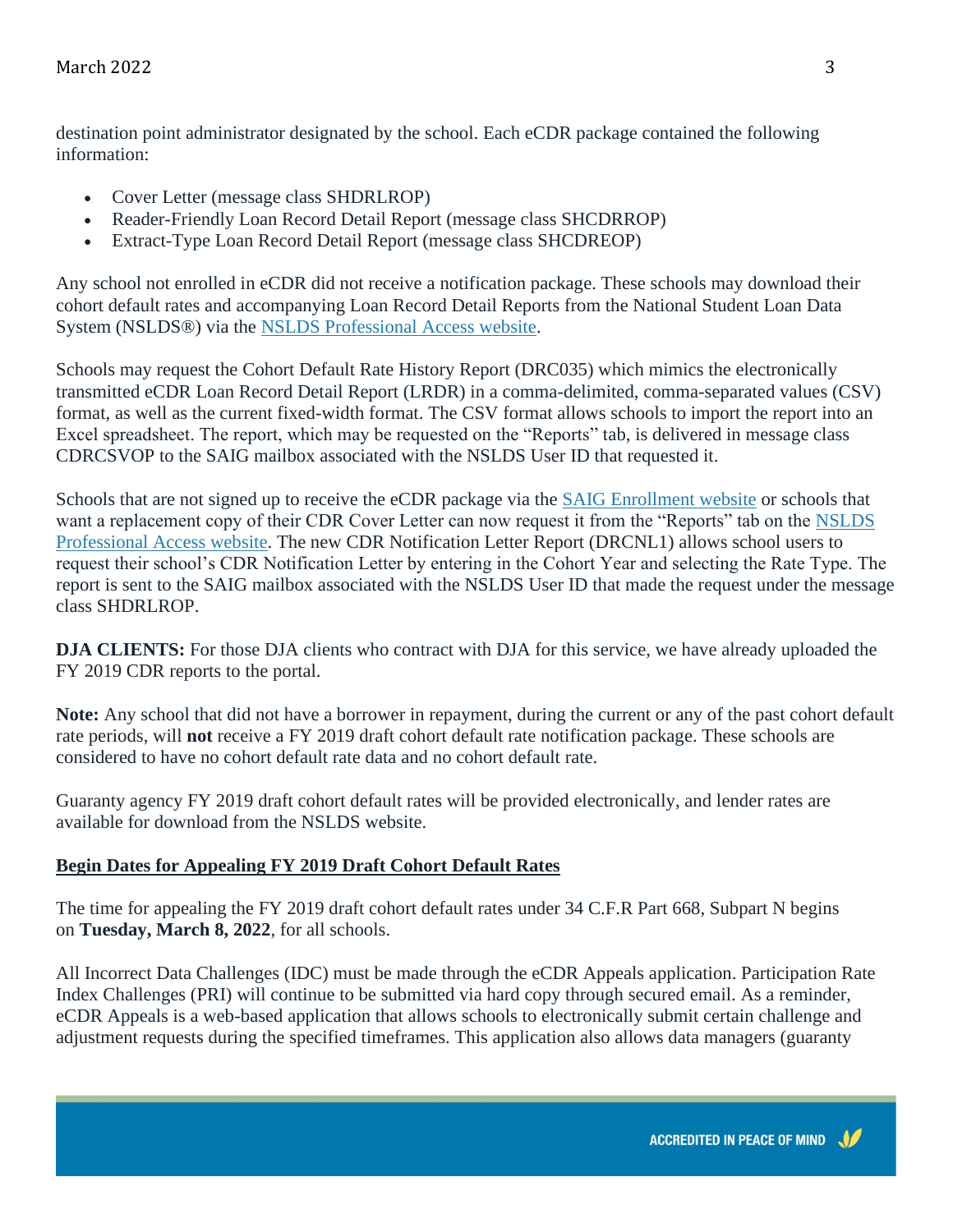destination point administrator designated by the school. Each eCDR package contained the following information:

- Cover Letter (message class SHDRLROP)
- Reader-Friendly Loan Record Detail Report (message class SHCDRROP)
- Extract-Type Loan Record Detail Report (message class SHCDREOP)

Any school not enrolled in eCDR did not receive a notification package. These schools may download their cohort default rates and accompanying Loan Record Detail Reports from the National Student Loan Data System (NSLDS®) via the NSLDS Professional Access website.

Schools may request the Cohort Default Rate History Report (DRC035) which mimics the electronically transmitted eCDR Loan Record Detail Report (LRDR) in a comma-delimited, comma-separated values (CSV) format, as well as the current fixed-width format. The CSV format allows schools to import the report into an Excel spreadsheet. The report, which may be requested on the "Reports" tab, is delivered in message class CDRCSVOP to the SAIG mailbox associated with the NSLDS User ID that requested it.

Schools that are not signed up to receive the eCDR package via the SAIG Enrollment website or schools that want a replacement copy of their CDR Cover Letter can now request it from the "Reports" tab on the NSLDS Professional Access website. The new CDR Notification Letter Report (DRCNL1) allows school users to request their school's CDR Notification Letter by entering in the Cohort Year and selecting the Rate Type. The report is sent to the SAIG mailbox associated with the NSLDS User ID that made the request under the message class SHDRLROP.

**DJA CLIENTS:** For those DJA clients who contract with DJA for this service, we have already uploaded the FY 2019 CDR reports to the portal.

**Note:** Any school that did not have a borrower in repayment, during the current or any of the past cohort default rate periods, will **not** receive a FY 2019 draft cohort default rate notification package. These schools are considered to have no cohort default rate data and no cohort default rate.

Guaranty agency FY 2019 draft cohort default rates will be provided electronically, and lender rates are available for download from the NSLDS website.

## Begin Dates for Appealing FY 2019 Draft Cohort Default Rates

The time for appealing the FY 2019 draft cohort default rates under 34 C.F.R Part 668, Subpart N begins on **Tuesday, March 8, 2022**, for all schools.

All Incorrect Data Challenges (IDC) must be made through the eCDR Appeals application. Participation Rate Index Challenges (PRI) will continue to be submitted via hard copy through secured email. As a reminder, eCDR Appeals is a web-based application that allows schools to electronically submit certain challenge and adjustment requests during the specified timeframes. This application also allows data managers (guaranty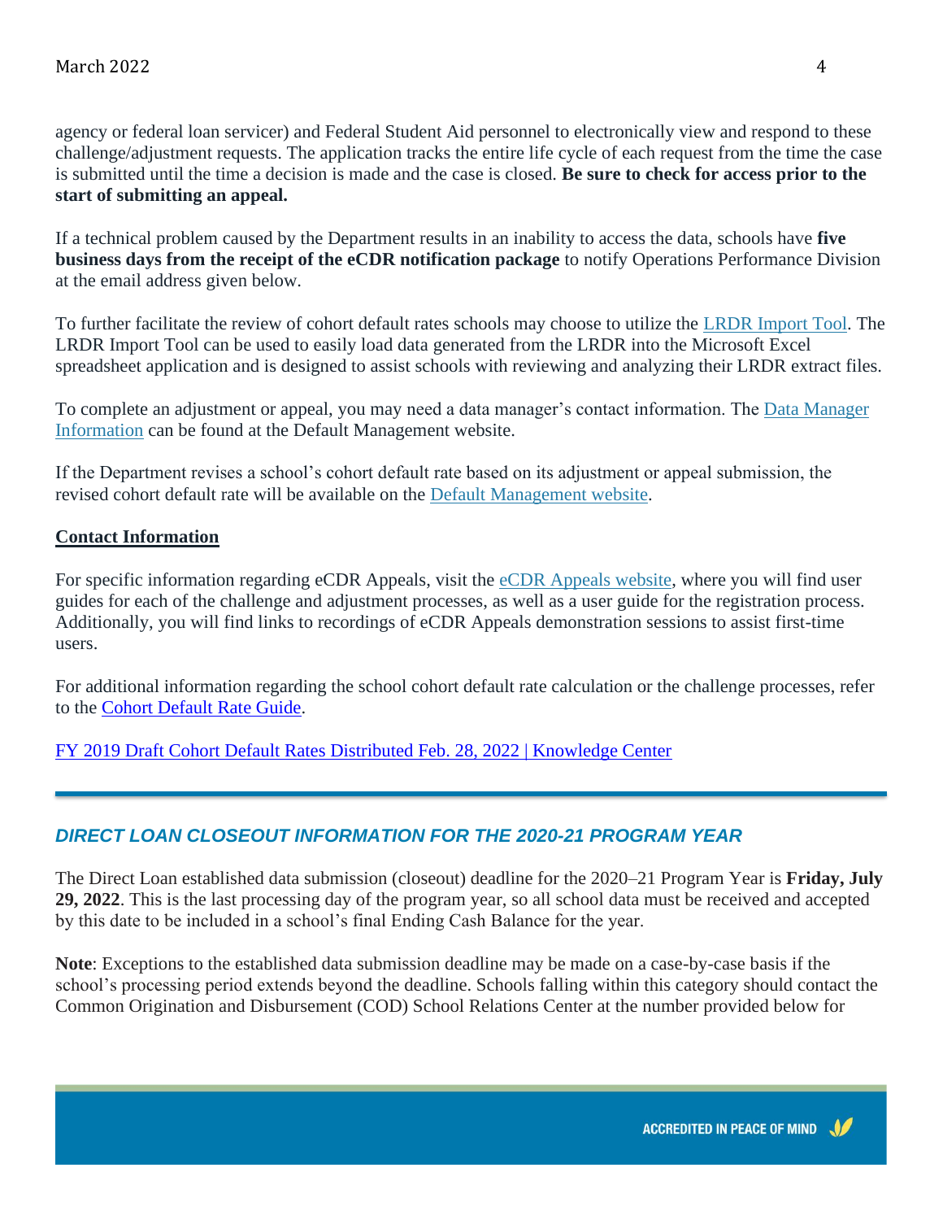agency or federal loan servicer) and Federal Student Aid personnel to electronically view and respond to these challenge/adjustment requests. The application tracks the entire life cycle of each request from the time the case is submitted until the time a decision is made and the case is closed. **Be sure to check for access prior to the start of submitting an appeal.**

If a technical problem caused by the Department results in an inability to access the data, schools have **five business days from the receipt of the eCDR notification package** to notify Operations Performance Division at the email address given below.

To further facilitate the review of cohort default rates schools may choose to utilize the LRDR Import Tool. The LRDR Import Tool can be used to easily load data generated from the LRDR into the Microsoft Excel spreadsheet application and is designed to assist schools with reviewing and analyzing their LRDR extract files.

To complete an adjustment or appeal, you may need a data manager's contact information. The Data Manager Information can be found at the Default Management website.

If the Department revises a school's cohort default rate based on its adjustment or appeal submission, the revised cohort default rate will be available on the Default Management website.

**Contact Information**

For specific information regarding eCDR Appeals, visit the eCDR Appeals website, where you will find user guides for each of the challenge and adjustment processes, as well as a user guide for the registration process. Additionally, you will find links to recordings of eCDR Appeals demonstration sessions to assist first-time users.

For additional information regarding the school cohort default rate calculation or the challenge processes, refer to the Cohort Default Rate Guide.

FY 2019 Draft Cohort Default Rates Distributed Feb. 28, 2022 | Knowledge Center

---

## *DIRECT LOAN CLOSEOUT INFORMATION FOR THE 2020-21 PROGRAM YEAR*

The Direct Loan established data submission (closeout) deadline for the 2020–21 Program Year is **Friday, July 29, 2022**. This is the last processing day of the program year, so all school data must be received and accepted by this date to be included in a school's final Ending Cash Balance for the year.

**Note**: Exceptions to the established data submission deadline may be made on a case-by-case basis if the school's processing period extends beyond the deadline. Schools falling within this category should contact the Common Origination and Disbursement (COD) School Relations Center at the number provided below for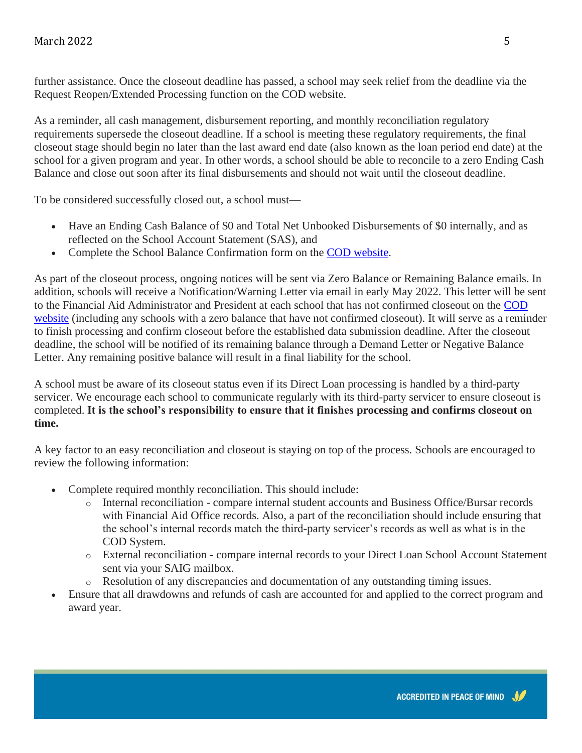further assistance. Once the closeout deadline has passed, a school may seek relief from the deadline via the Request Reopen/Extended Processing function on the COD website.

As a reminder, all cash management, disbursement reporting, and monthly reconciliation regulatory requirements supersede the closeout deadline. If a school is meeting these regulatory requirements, the final closeout stage should begin no later than the last award end date (also known as the loan period end date) at the school for a given program and year. In other words, a school should be able to reconcile to a zero Ending Cash Balance and close out soon after its final disbursements and should not wait until the closeout deadline.

To be considered successfully closed out, a school must—

- Have an Ending Cash Balance of $0 and Total Net Unbooked Disbursements of $0 internally, and as reflected on the School Account Statement (SAS), and
- Complete the School Balance Confirmation form on the COD website.

As part of the closeout process, ongoing notices will be sent via Zero Balance or Remaining Balance emails. In addition, schools will receive a Notification/Warning Letter via email in early May 2022. This letter will be sent to the Financial Aid Administrator and President at each school that has not confirmed closeout on the COD website (including any schools with a zero balance that have not confirmed closeout). It will serve as a reminder to finish processing and confirm closeout before the established data submission deadline. After the closeout deadline, the school will be notified of its remaining balance through a Demand Letter or Negative Balance Letter. Any remaining positive balance will result in a final liability for the school.

A school must be aware of its closeout status even if its Direct Loan processing is handled by a third-party servicer. We encourage each school to communicate regularly with its third-party servicer to ensure closeout is completed. **It is the school's responsibility to ensure that it finishes processing and confirms closeout on time.**

A key factor to an easy reconciliation and closeout is staying on top of the process. Schools are encouraged to review the following information:

- Complete required monthly reconciliation. This should include:
  - Internal reconciliation - compare internal student accounts and Business Office/Bursar records with Financial Aid Office records. Also, a part of the reconciliation should include ensuring that the school's internal records match the third-party servicer's records as well as what is in the COD System.
  - External reconciliation - compare internal records to your Direct Loan School Account Statement sent via your SAIG mailbox.
  - Resolution of any discrepancies and documentation of any outstanding timing issues.
- Ensure that all drawdowns and refunds of cash are accounted for and applied to the correct program and award year.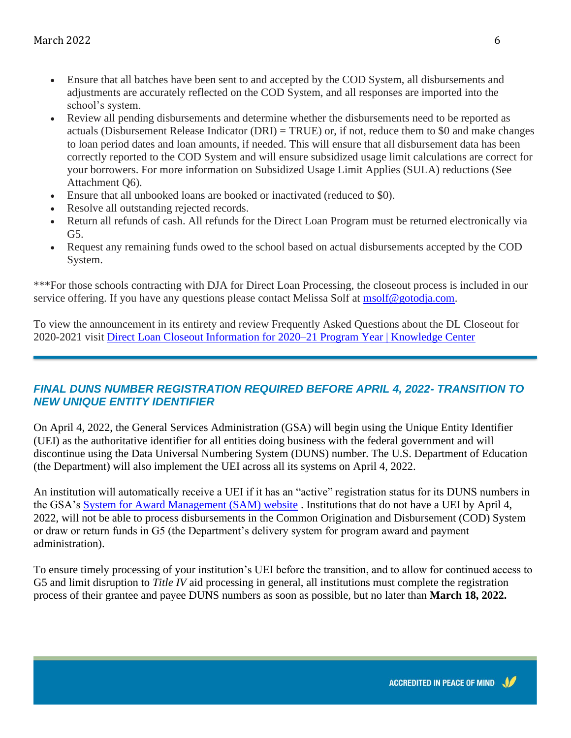- Ensure that all batches have been sent to and accepted by the COD System, all disbursements and adjustments are accurately reflected on the COD System, and all responses are imported into the school's system.
- Review all pending disbursements and determine whether the disbursements need to be reported as actuals (Disbursement Release Indicator (DRI) = TRUE) or, if not, reduce them to $0 and make changes to loan period dates and loan amounts, if needed. This will ensure that all disbursement data has been correctly reported to the COD System and will ensure subsidized usage limit calculations are correct for your borrowers. For more information on Subsidized Usage Limit Applies (SULA) reductions (See Attachment Q6).
- Ensure that all unbooked loans are booked or inactivated (reduced to $0).
- Resolve all outstanding rejected records.
- Return all refunds of cash. All refunds for the Direct Loan Program must be returned electronically via G5.
- Request any remaining funds owed to the school based on actual disbursements accepted by the COD System.

***For those schools contracting with DJA for Direct Loan Processing, the closeout process is included in our service offering. If you have any questions please contact Melissa Solf at msolf@gotodja.com.

To view the announcement in its entirety and review Frequently Asked Questions about the DL Closeout for 2020-2021 visit [Direct Loan Closeout Information for 2020–21 Program Year | Knowledge Center]()

---

## *FINAL DUNS NUMBER REGISTRATION REQUIRED BEFORE APRIL 4, 2022- TRANSITION TO NEW UNIQUE ENTITY IDENTIFIER*

On April 4, 2022, the General Services Administration (GSA) will begin using the Unique Entity Identifier (UEI) as the authoritative identifier for all entities doing business with the federal government and will discontinue using the Data Universal Numbering System (DUNS) number. The U.S. Department of Education (the Department) will also implement the UEI across all its systems on April 4, 2022.

An institution will automatically receive a UEI if it has an "active" registration status for its DUNS numbers in the GSA's [System for Award Management (SAM) website]() . Institutions that do not have a UEI by April 4, 2022, will not be able to process disbursements in the Common Origination and Disbursement (COD) System or draw or return funds in G5 (the Department's delivery system for program award and payment administration).

To ensure timely processing of your institution's UEI before the transition, and to allow for continued access to G5 and limit disruption to *Title IV* aid processing in general, all institutions must complete the registration process of their grantee and payee DUNS numbers as soon as possible, but no later than **March 18, 2022.**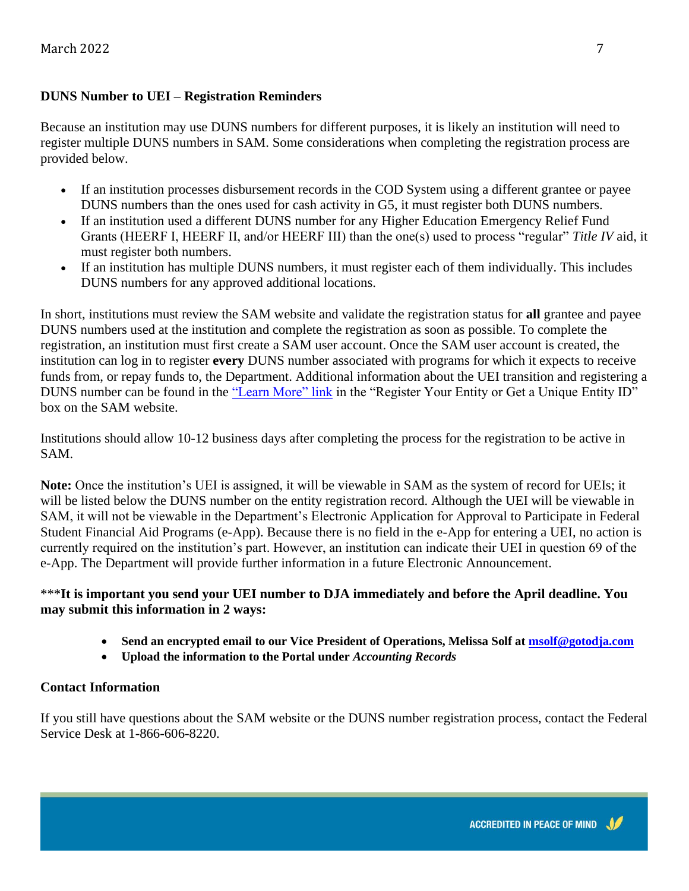**DUNS Number to UEI – Registration Reminders**

Because an institution may use DUNS numbers for different purposes, it is likely an institution will need to register multiple DUNS numbers in SAM. Some considerations when completing the registration process are provided below.

- If an institution processes disbursement records in the COD System using a different grantee or payee DUNS numbers than the ones used for cash activity in G5, it must register both DUNS numbers.
- If an institution used a different DUNS number for any Higher Education Emergency Relief Fund Grants (HEERF I, HEERF II, and/or HEERF III) than the one(s) used to process "regular" *Title IV* aid, it must register both numbers.
- If an institution has multiple DUNS numbers, it must register each of them individually. This includes DUNS numbers for any approved additional locations.

In short, institutions must review the SAM website and validate the registration status for **all** grantee and payee DUNS numbers used at the institution and complete the registration as soon as possible. To complete the registration, an institution must first create a SAM user account. Once the SAM user account is created, the institution can log in to register **every** DUNS number associated with programs for which it expects to receive funds from, or repay funds to, the Department. Additional information about the UEI transition and registering a DUNS number can be found in the "Learn More" link in the "Register Your Entity or Get a Unique Entity ID" box on the SAM website.

Institutions should allow 10-12 business days after completing the process for the registration to be active in SAM.

**Note:** Once the institution's UEI is assigned, it will be viewable in SAM as the system of record for UEIs; it will be listed below the DUNS number on the entity registration record. Although the UEI will be viewable in SAM, it will not be viewable in the Department's Electronic Application for Approval to Participate in Federal Student Financial Aid Programs (e-App). Because there is no field in the e-App for entering a UEI, no action is currently required on the institution's part. However, an institution can indicate their UEI in question 69 of the e-App. The Department will provide further information in a future Electronic Announcement.

***It is important you send your UEI number to DJA immediately and before the April deadline. You may submit this information in 2 ways:**

- **Send an encrypted email to our Vice President of Operations, Melissa Solf at msolf@gotodja.com**
- **Upload the information to the Portal under *Accounting Records***

**Contact Information**

If you still have questions about the SAM website or the DUNS number registration process, contact the Federal Service Desk at 1-866-606-8220.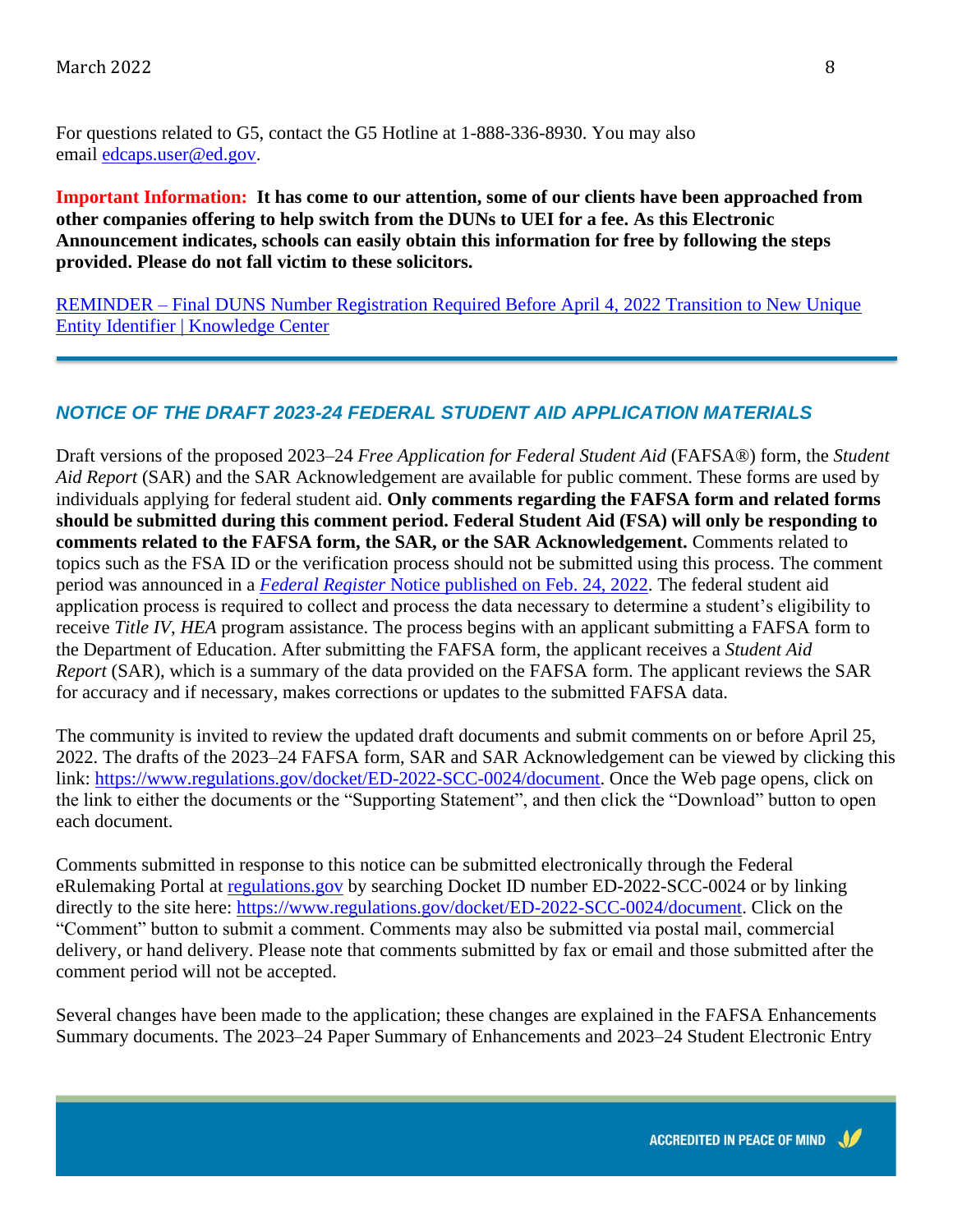For questions related to G5, contact the G5 Hotline at 1-888-336-8930. You may also email [edcaps.user@ed.gov](mailto:edcaps.user@ed.gov).

**Important Information: It has come to our attention, some of our clients have been approached from other companies offering to help switch from the DUNs to UEI for a fee. As this Electronic Announcement indicates, schools can easily obtain this information for free by following the steps provided. Please do not fall victim to these solicitors.**

[REMINDER – Final DUNS Number Registration Required Before April 4, 2022 Transition to New Unique Entity Identifier | Knowledge Center]()

---

## *NOTICE OF THE DRAFT 2023-24 FEDERAL STUDENT AID APPLICATION MATERIALS*

Draft versions of the proposed 2023–24 *Free Application for Federal Student Aid* (FAFSA®) form, the *Student Aid Report* (SAR) and the SAR Acknowledgement are available for public comment. These forms are used by individuals applying for federal student aid. **Only comments regarding the FAFSA form and related forms should be submitted during this comment period. Federal Student Aid (FSA) will only be responding to comments related to the FAFSA form, the SAR, or the SAR Acknowledgement.** Comments related to topics such as the FSA ID or the verification process should not be submitted using this process. The comment period was announced in a [*Federal Register* Notice published on Feb. 24, 2022](). The federal student aid application process is required to collect and process the data necessary to determine a student's eligibility to receive *Title IV*, *HEA* program assistance. The process begins with an applicant submitting a FAFSA form to the Department of Education. After submitting the FAFSA form, the applicant receives a *Student Aid Report* (SAR), which is a summary of the data provided on the FAFSA form. The applicant reviews the SAR for accuracy and if necessary, makes corrections or updates to the submitted FAFSA data.

The community is invited to review the updated draft documents and submit comments on or before April 25, 2022. The drafts of the 2023–24 FAFSA form, SAR and SAR Acknowledgement can be viewed by clicking this link: [https://www.regulations.gov/docket/ED-2022-SCC-0024/document](https://www.regulations.gov/docket/ED-2022-SCC-0024/document). Once the Web page opens, click on the link to either the documents or the "Supporting Statement", and then click the "Download" button to open each document.

Comments submitted in response to this notice can be submitted electronically through the Federal eRulemaking Portal at [regulations.gov]() by searching Docket ID number ED-2022-SCC-0024 or by linking directly to the site here: [https://www.regulations.gov/docket/ED-2022-SCC-0024/document](https://www.regulations.gov/docket/ED-2022-SCC-0024/document). Click on the "Comment" button to submit a comment. Comments may also be submitted via postal mail, commercial delivery, or hand delivery. Please note that comments submitted by fax or email and those submitted after the comment period will not be accepted.

Several changes have been made to the application; these changes are explained in the FAFSA Enhancements Summary documents. The 2023–24 Paper Summary of Enhancements and 2023–24 Student Electronic Entry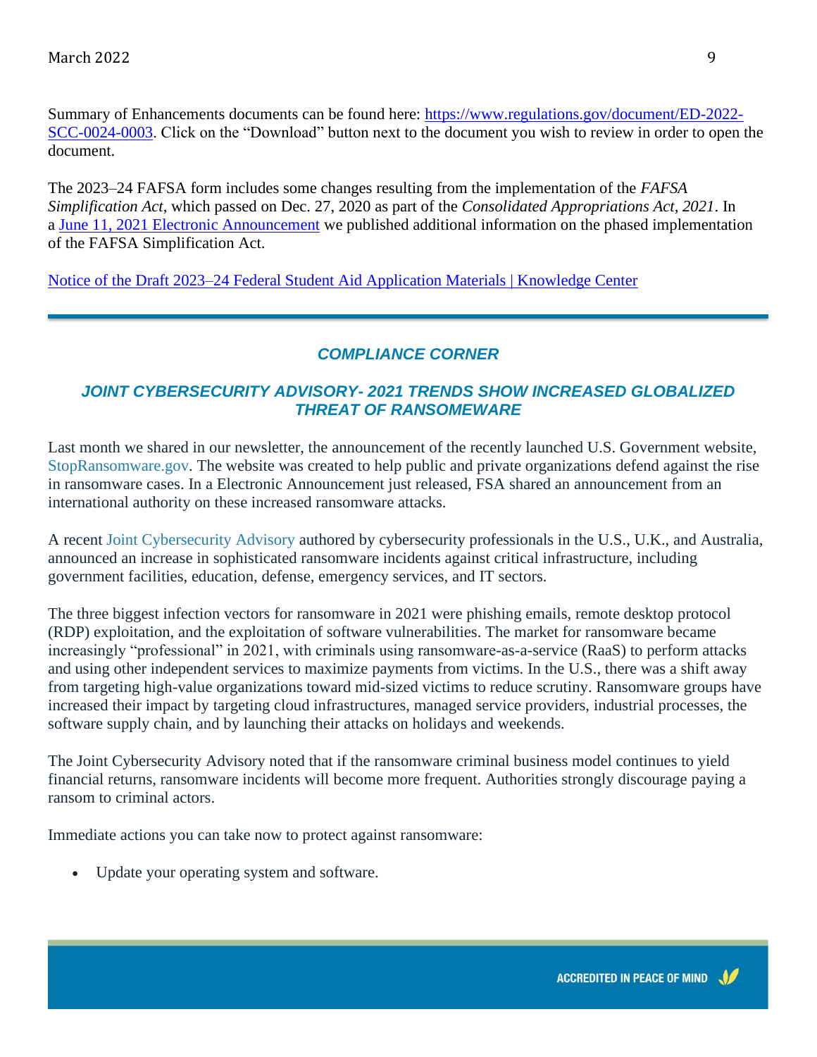Summary of Enhancements documents can be found here: [https://www.regulations.gov/document/ED-2022-SCC-0024-0003](https://www.regulations.gov/document/ED-2022-SCC-0024-0003). Click on the "Download" button next to the document you wish to review in order to open the document.

The 2023–24 FAFSA form includes some changes resulting from the implementation of the *FAFSA Simplification Act*, which passed on Dec. 27, 2020 as part of the *Consolidated Appropriations Act, 2021*. In a June 11, 2021 Electronic Announcement we published additional information on the phased implementation of the FAFSA Simplification Act.

Notice of the Draft 2023–24 Federal Student Aid Application Materials | Knowledge Center

---

## *COMPLIANCE CORNER*

### *JOINT CYBERSECURITY ADVISORY- 2021 TRENDS SHOW INCREASED GLOBALIZED THREAT OF RANSOMEWARE*

Last month we shared in our newsletter, the announcement of the recently launched U.S. Government website, StopRansomware.gov. The website was created to help public and private organizations defend against the rise in ransomware cases. In a Electronic Announcement just released, FSA shared an announcement from an international authority on these increased ransomware attacks.

A recent Joint Cybersecurity Advisory authored by cybersecurity professionals in the U.S., U.K., and Australia, announced an increase in sophisticated ransomware incidents against critical infrastructure, including government facilities, education, defense, emergency services, and IT sectors.

The three biggest infection vectors for ransomware in 2021 were phishing emails, remote desktop protocol (RDP) exploitation, and the exploitation of software vulnerabilities. The market for ransomware became increasingly "professional" in 2021, with criminals using ransomware-as-a-service (RaaS) to perform attacks and using other independent services to maximize payments from victims. In the U.S., there was a shift away from targeting high-value organizations toward mid-sized victims to reduce scrutiny. Ransomware groups have increased their impact by targeting cloud infrastructures, managed service providers, industrial processes, the software supply chain, and by launching their attacks on holidays and weekends.

The Joint Cybersecurity Advisory noted that if the ransomware criminal business model continues to yield financial returns, ransomware incidents will become more frequent. Authorities strongly discourage paying a ransom to criminal actors.

Immediate actions you can take now to protect against ransomware:

- Update your operating system and software.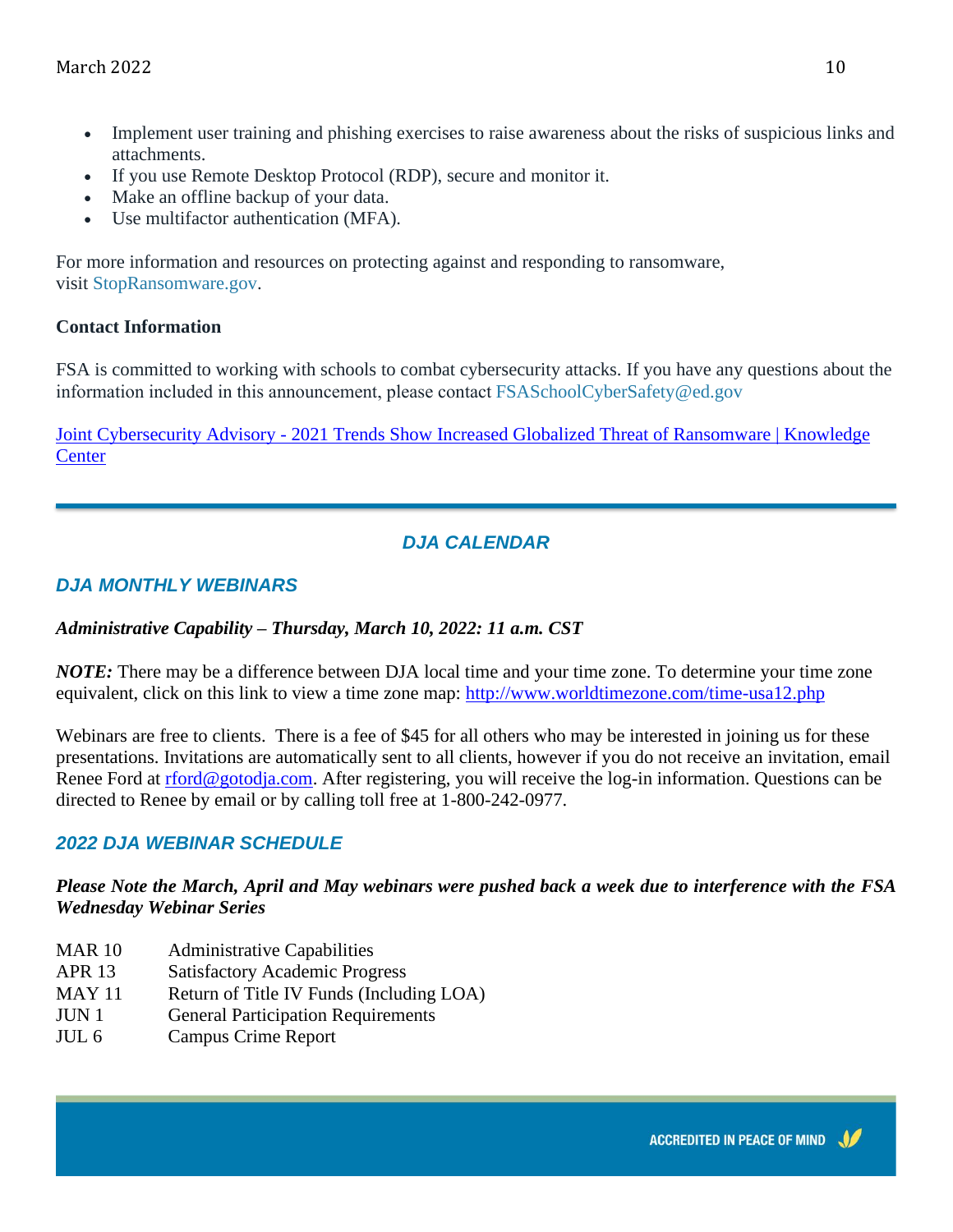- Implement user training and phishing exercises to raise awareness about the risks of suspicious links and attachments.
- If you use Remote Desktop Protocol (RDP), secure and monitor it.
- Make an offline backup of your data.
- Use multifactor authentication (MFA).

For more information and resources on protecting against and responding to ransomware, visit StopRansomware.gov.

**Contact Information**

FSA is committed to working with schools to combat cybersecurity attacks. If you have any questions about the information included in this announcement, please contact FSASchoolCyberSafety@ed.gov

[Joint Cybersecurity Advisory - 2021 Trends Show Increased Globalized Threat of Ransomware | Knowledge Center]()

---

## *DJA CALENDAR*

### *DJA MONTHLY WEBINARS*

***Administrative Capability – Thursday, March 10, 2022: 11 a.m. CST***

***NOTE:*** There may be a difference between DJA local time and your time zone. To determine your time zone equivalent, click on this link to view a time zone map: http://www.worldtimezone.com/time-usa12.php

Webinars are free to clients. There is a fee of $45 for all others who may be interested in joining us for these presentations. Invitations are automatically sent to all clients, however if you do not receive an invitation, email Renee Ford at rford@gotodja.com. After registering, you will receive the log-in information. Questions can be directed to Renee by email or by calling toll free at 1-800-242-0977.

### *2022 DJA WEBINAR SCHEDULE*

***Please Note the March, April and May webinars were pushed back a week due to interference with the FSA Wednesday Webinar Series***

| | |
|---|---|
| MAR 10 | Administrative Capabilities |
| APR 13 | Satisfactory Academic Progress |
| MAY 11 | Return of Title IV Funds (Including LOA) |
| JUN 1 | General Participation Requirements |
| JUL 6 | Campus Crime Report |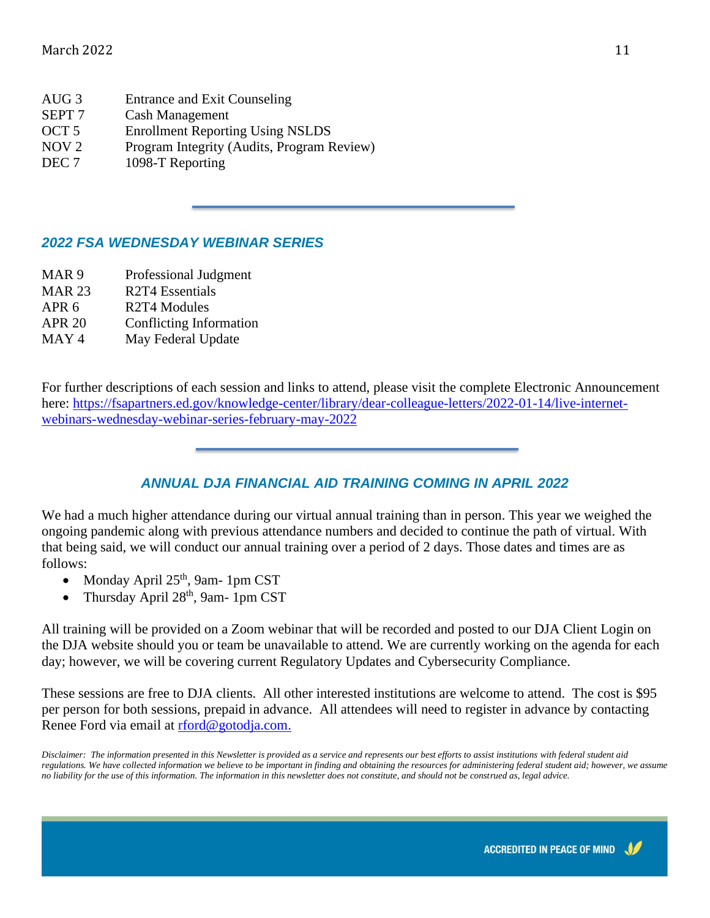| | |
|---|---|
| AUG 3 | Entrance and Exit Counseling |
| SEPT 7 | Cash Management |
| OCT 5 | Enrollment Reporting Using NSLDS |
| NOV 2 | Program Integrity (Audits, Program Review) |
| DEC 7 | 1098-T Reporting |

---

### *2022 FSA WEDNESDAY WEBINAR SERIES*

| | |
|---|---|
| MAR 9 | Professional Judgment |
| MAR 23 | R2T4 Essentials |
| APR 6 | R2T4 Modules |
| APR 20 | Conflicting Information |
| MAY 4 | May Federal Update |

For further descriptions of each session and links to attend, please visit the complete Electronic Announcement here: [https://fsapartners.ed.gov/knowledge-center/library/dear-colleague-letters/2022-01-14/live-internet-webinars-wednesday-webinar-series-february-may-2022](https://fsapartners.ed.gov/knowledge-center/library/dear-colleague-letters/2022-01-14/live-internet-webinars-wednesday-webinar-series-february-may-2022)

---

### *ANNUAL DJA FINANCIAL AID TRAINING COMING IN APRIL 2022*

We had a much higher attendance during our virtual annual training than in person. This year we weighed the ongoing pandemic along with previous attendance numbers and decided to continue the path of virtual. With that being said, we will conduct our annual training over a period of 2 days. Those dates and times are as follows:

- Monday April 25th, 9am- 1pm CST
- Thursday April 28th, 9am- 1pm CST

All training will be provided on a Zoom webinar that will be recorded and posted to our DJA Client Login on the DJA website should you or team be unavailable to attend. We are currently working on the agenda for each day; however, we will be covering current Regulatory Updates and Cybersecurity Compliance.

These sessions are free to DJA clients. All other interested institutions are welcome to attend. The cost is $95 per person for both sessions, prepaid in advance. All attendees will need to register in advance by contacting Renee Ford via email at [rford@gotodja.com.](mailto:rford@gotodja.com)

*Disclaimer: The information presented in this Newsletter is provided as a service and represents our best efforts to assist institutions with federal student aid regulations. We have collected information we believe to be important in finding and obtaining the resources for administering federal student aid; however, we assume no liability for the use of this information. The information in this newsletter does not constitute, and should not be construed as, legal advice.*

ACCREDITED IN PEACE OF MIND